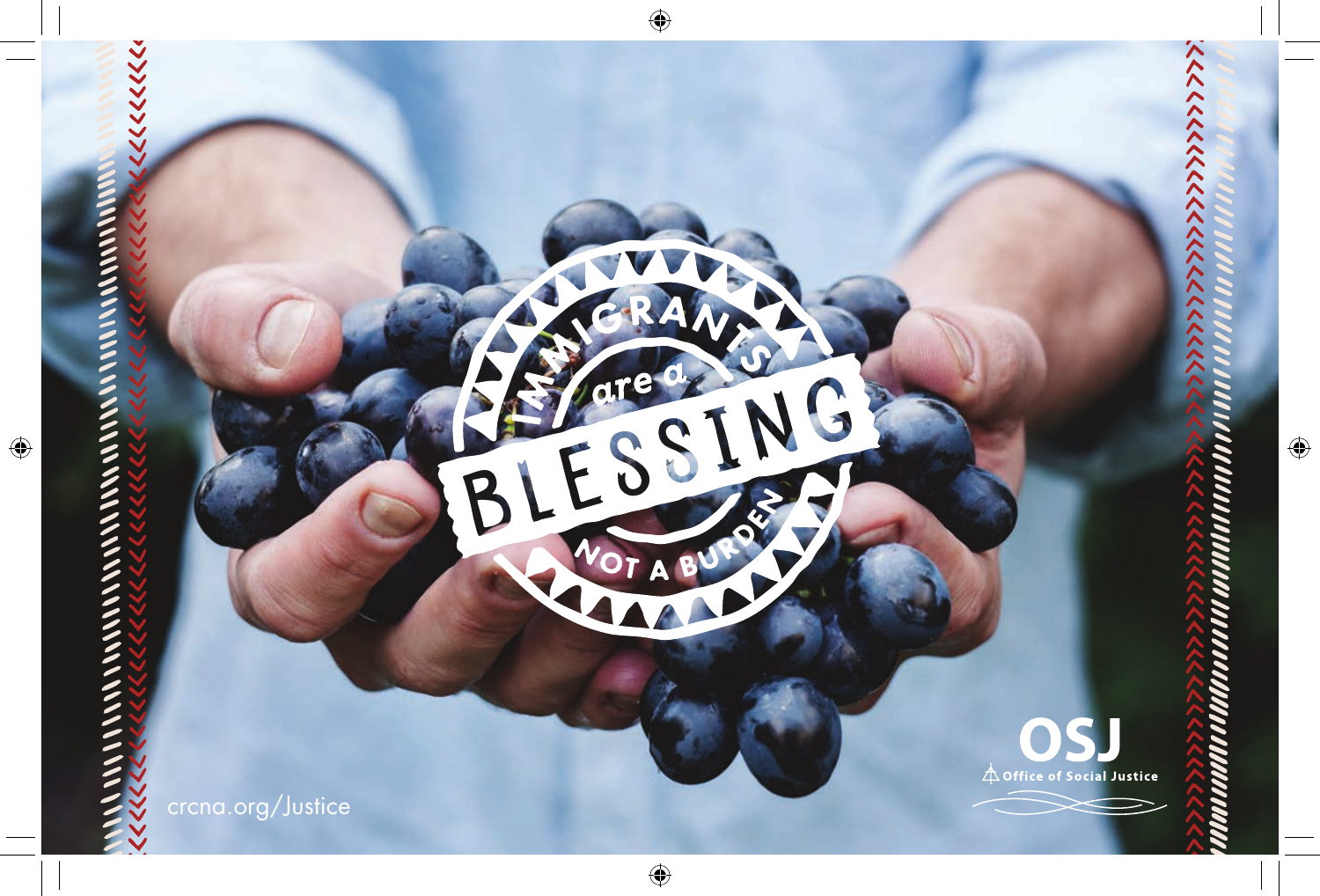IMMIGRANTS are a BLESSING NOT A BURDEN

crcna.org/Justice

OSJ
Office of Social Justice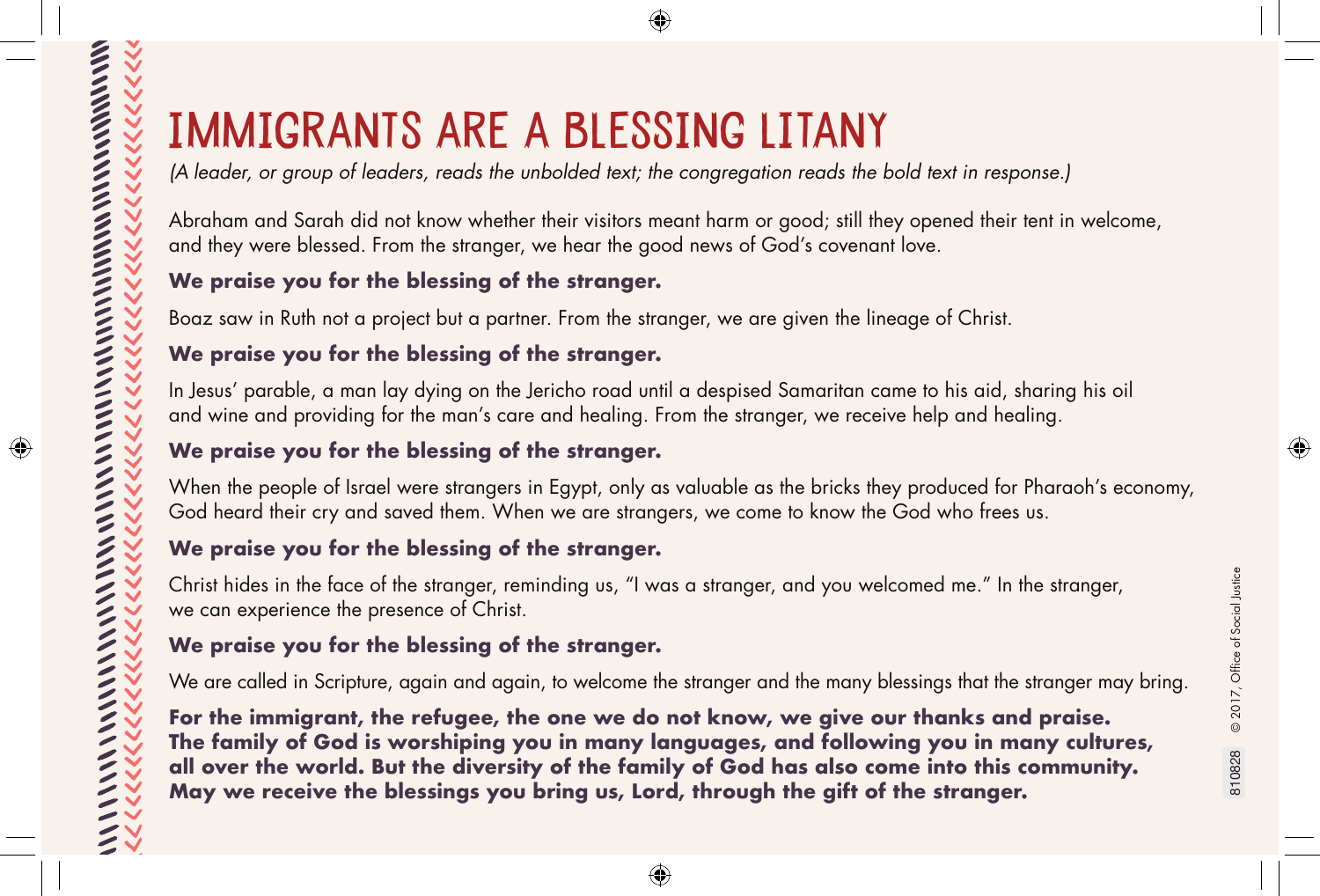# IMMIGRANTS ARE A BLESSING LITANY

*(A leader, or group of leaders, reads the unbolded text; the congregation reads the bold text in response.)*

Abraham and Sarah did not know whether their visitors meant harm or good; still they opened their tent in welcome, and they were blessed. From the stranger, we hear the good news of God's covenant love.

**We praise you for the blessing of the stranger.**

Boaz saw in Ruth not a project but a partner. From the stranger, we are given the lineage of Christ.

**We praise you for the blessing of the stranger.**

In Jesus' parable, a man lay dying on the Jericho road until a despised Samaritan came to his aid, sharing his oil and wine and providing for the man's care and healing. From the stranger, we receive help and healing.

**We praise you for the blessing of the stranger.**

When the people of Israel were strangers in Egypt, only as valuable as the bricks they produced for Pharaoh's economy, God heard their cry and saved them. When we are strangers, we come to know the God who frees us.

**We praise you for the blessing of the stranger.**

Christ hides in the face of the stranger, reminding us, "I was a stranger, and you welcomed me." In the stranger, we can experience the presence of Christ.

**We praise you for the blessing of the stranger.**

We are called in Scripture, again and again, to welcome the stranger and the many blessings that the stranger may bring.

**For the immigrant, the refugee, the one we do not know, we give our thanks and praise. The family of God is worshiping you in many languages, and following you in many cultures, all over the world. But the diversity of the family of God has also come into this community. May we receive the blessings you bring us, Lord, through the gift of the stranger.**

810828 © 2017, Office of Social Justice